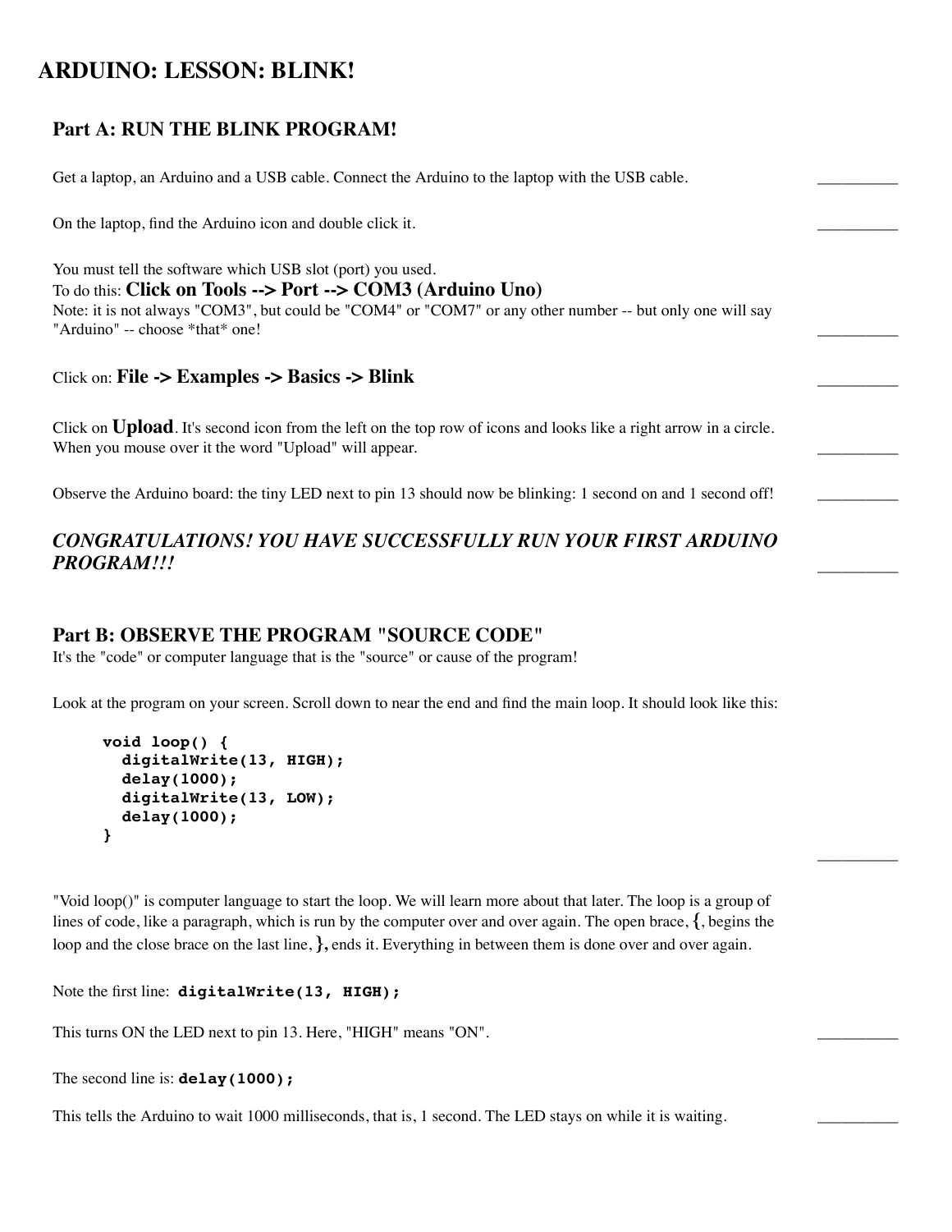# ARDUINO: LESSON: BLINK!

## Part A: RUN THE BLINK PROGRAM!

Get a laptop, an Arduino and a USB cable. Connect the Arduino to the laptop with the USB cable. __________

On the laptop, find the Arduino icon and double click it. __________

You must tell the software which USB slot (port) you used.
To do this: **Click on Tools --> Port --> COM3 (Arduino Uno)**
Note: it is not always "COM3", but could be "COM4" or "COM7" or any other number -- but only one will say "Arduino" -- choose *that* one! __________

Click on: **File -> Examples -> Basics -> Blink** __________

Click on **Upload**. It's second icon from the left on the top row of icons and looks like a right arrow in a circle. When you mouse over it the word "Upload" will appear. __________

Observe the Arduino board: the tiny LED next to pin 13 should now be blinking: 1 second on and 1 second off! __________

***CONGRATULATIONS! YOU HAVE SUCCESSFULLY RUN YOUR FIRST ARDUINO PROGRAM!!!*** __________

## Part B: OBSERVE THE PROGRAM "SOURCE CODE"

It's the "code" or computer language that is the "source" or cause of the program!

Look at the program on your screen. Scroll down to near the end and find the main loop. It should look like this:

```
void loop() {
  digitalWrite(13, HIGH);
  delay(1000);
  digitalWrite(13, LOW);
  delay(1000);
}
```

__________

"Void loop()" is computer language to start the loop. We will learn more about that later. The loop is a group of lines of code, like a paragraph, which is run by the computer over and over again. The open brace, **{**, begins the loop and the close brace on the last line, **},** ends it. Everything in between them is done over and over again.

Note the first line: **`digitalWrite(13, HIGH);`**

This turns ON the LED next to pin 13. Here, "HIGH" means "ON". __________

The second line is: **`delay(1000);`**

This tells the Arduino to wait 1000 milliseconds, that is, 1 second. The LED stays on while it is waiting. __________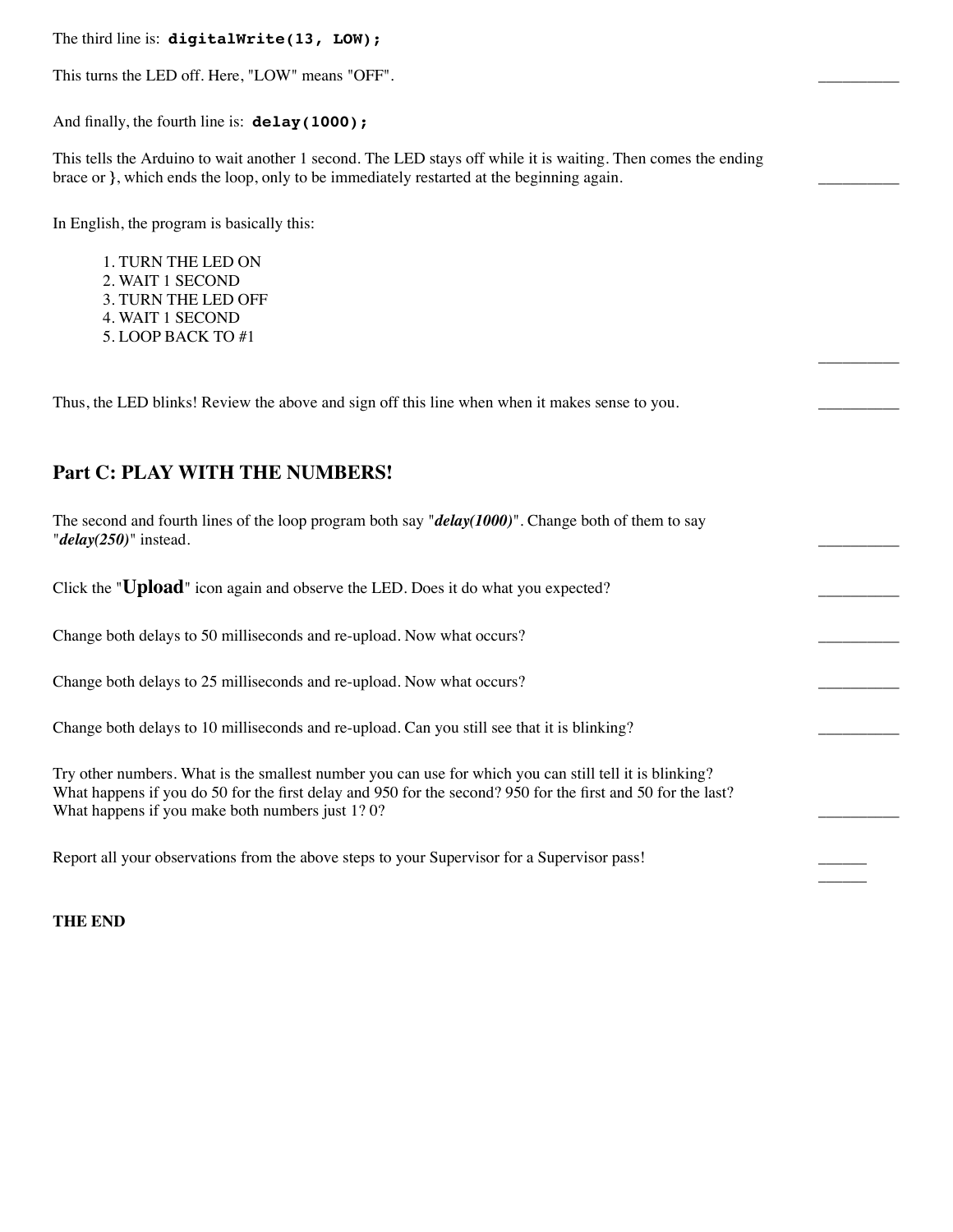The third line is: **digitalWrite(13, LOW);**

This turns the LED off. Here, "LOW" means "OFF". __________

And finally, the fourth line is: **delay(1000);**

This tells the Arduino to wait another 1 second. The LED stays off while it is waiting. Then comes the ending brace or **}**, which ends the loop, only to be immediately restarted at the beginning again. __________

In English, the program is basically this:

1. TURN THE LED ON
2. WAIT 1 SECOND
3. TURN THE LED OFF
4. WAIT 1 SECOND
5. LOOP BACK TO #1

__________

Thus, the LED blinks! Review the above and sign off this line when when it makes sense to you. __________

## Part C: PLAY WITH THE NUMBERS!

The second and fourth lines of the loop program both say "***delay(1000)***". Change both of them to say "***delay(250)***" instead. __________

Click the "**Upload**" icon again and observe the LED. Does it do what you expected? __________

Change both delays to 50 milliseconds and re-upload. Now what occurs? __________

Change both delays to 25 milliseconds and re-upload. Now what occurs? __________

Change both delays to 10 milliseconds and re-upload. Can you still see that it is blinking? __________

Try other numbers. What is the smallest number you can use for which you can still tell it is blinking? What happens if you do 50 for the first delay and 950 for the second? 950 for the first and 50 for the last? What happens if you make both numbers just 1? 0? __________

Report all your observations from the above steps to your Supervisor for a Supervisor pass! ______ ______

**THE END**